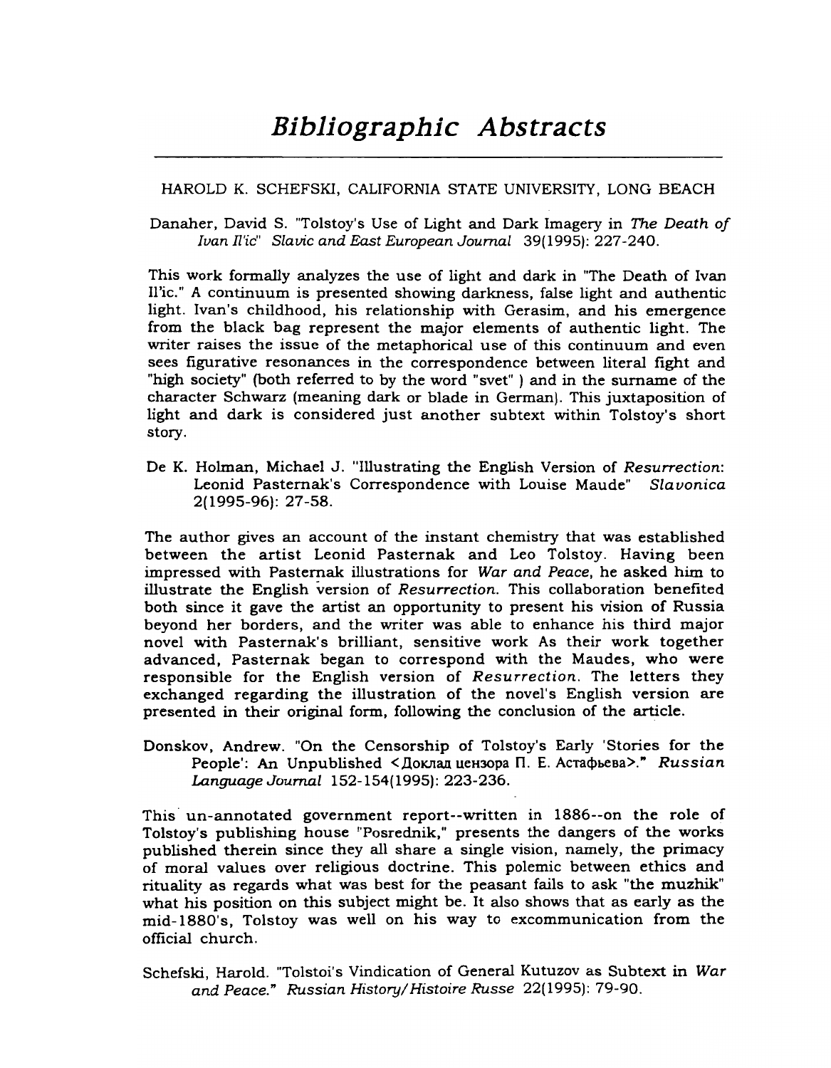# Bibliographic Abstracts

HAROLD K. SCHEFSKI, CALIFORNIA STATE UNIVERSITY, LONG BEACH

Danaher, David S. "Tolstoy's Use of Light and Dark Imagery in *The Death of Ivan Il'ic*" *Slavic and East European Journal* 39(1995): 227-240.

This work formally analyzes the use of light and dark in "The Death of Ivan Il'ic." A continuum is presented showing darkness, false light and authentic light. Ivan's childhood, his relationship with Gerasim, and his emergence from the black bag represent the major elements of authentic light. The writer raises the issue of the metaphorical use of this continuum and even sees figurative resonances in the correspondence between literal fight and "high society" (both referred to by the word "svet" ) and in the surname of the character Schwarz (meaning dark or blade in German). This juxtaposition of light and dark is considered just another subtext within Tolstoy's short story.

De K. Holman, Michael J. "Illustrating the English Version of *Resurrection*: Leonid Pasternak's Correspondence with Louise Maude" *Slavonica* 2(1995-96): 27-58.

The author gives an account of the instant chemistry that was established between the artist Leonid Pasternak and Leo Tolstoy. Having been impressed with Pasternak illustrations for *War and Peace*, he asked him to illustrate the English version of *Resurrection*. This collaboration benefited both since it gave the artist an opportunity to present his vision of Russia beyond her borders, and the writer was able to enhance his third major novel with Pasternak's brilliant, sensitive work As their work together advanced, Pasternak began to correspond with the Maudes, who were responsible for the English version of *Resurrection*. The letters they exchanged regarding the illustration of the novel's English version are presented in their original form, following the conclusion of the article.

Donskov, Andrew. "On the Censorship of Tolstoy's Early 'Stories for the People': An Unpublished <Доклад цензора П. Е. Астафьева>." *Russian Language Journal* 152-154(1995): 223-236.

This un-annotated government report--written in 1886--on the role of Tolstoy's publishing house "Posrednik," presents the dangers of the works published therein since they all share a single vision, namely, the primacy of moral values over religious doctrine. This polemic between ethics and rituality as regards what was best for the peasant fails to ask "the muzhik" what his position on this subject might be. It also shows that as early as the mid-1880's, Tolstoy was well on his way to excommunication from the official church.

Schefski, Harold. "Tolstoi's Vindication of General Kutuzov as Subtext in *War and Peace*." *Russian History/Histoire Russe* 22(1995): 79-90.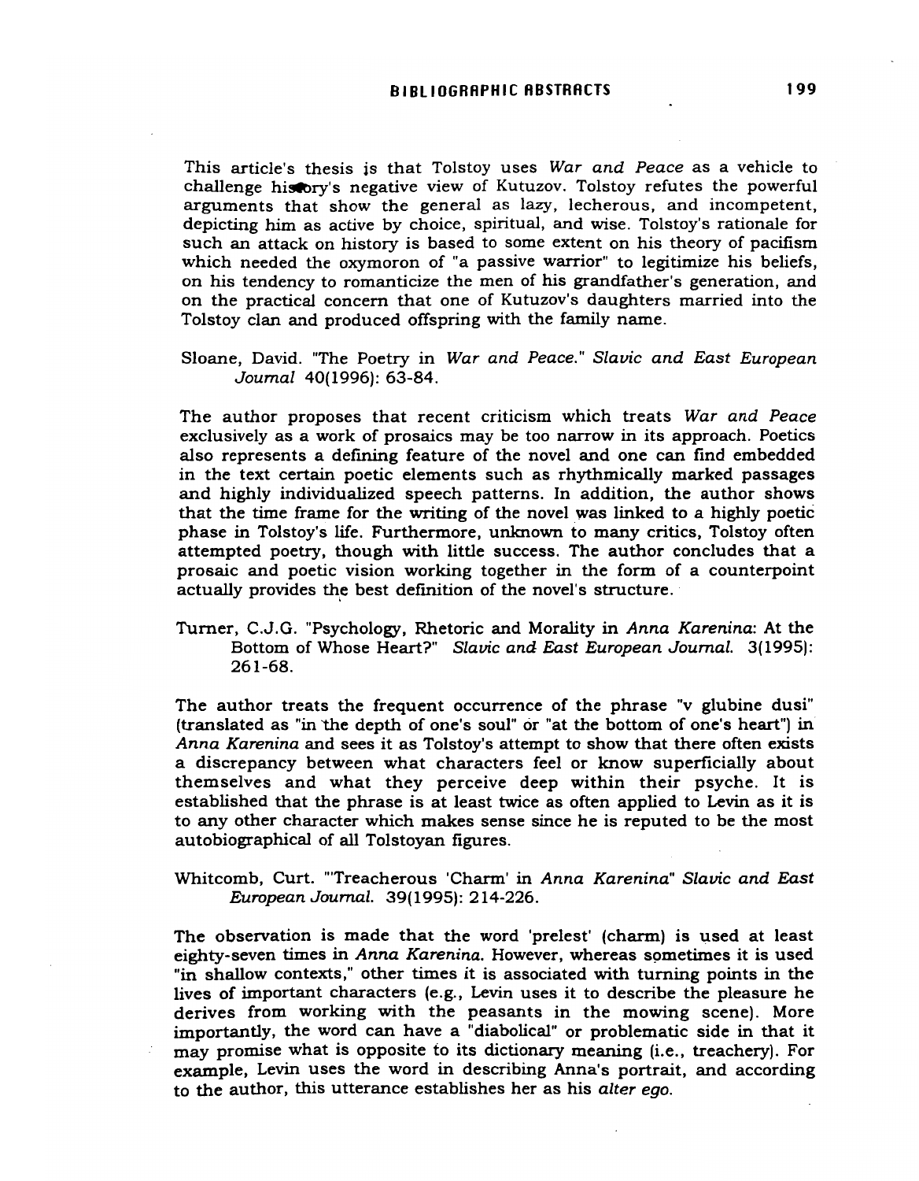This article's thesis is that Tolstoy uses *War and Peace* as a vehicle to challenge history's negative view of Kutuzov. Tolstoy refutes the powerful arguments that show the general as lazy, lecherous, and incompetent, depicting him as active by choice, spiritual, and wise. Tolstoy's rationale for such an attack on history is based to some extent on his theory of pacifism which needed the oxymoron of "a passive warrior" to legitimize his beliefs, on his tendency to romanticize the men of his grandfather's generation, and on the practical concern that one of Kutuzov's daughters married into the Tolstoy clan and produced offspring with the family name.

Sloane, David. "The Poetry in *War and Peace.*" *Slavic and East European Journal* 40(1996): 63-84.

The author proposes that recent criticism which treats *War and Peace* exclusively as a work of prosaics may be too narrow in its approach. Poetics also represents a defining feature of the novel and one can find embedded in the text certain poetic elements such as rhythmically marked passages and highly individualized speech patterns. In addition, the author shows that the time frame for the writing of the novel was linked to a highly poetic phase in Tolstoy's life. Furthermore, unknown to many critics, Tolstoy often attempted poetry, though with little success. The author concludes that a prosaic and poetic vision working together in the form of a counterpoint actually provides the best definition of the novel's structure.

Turner, C.J.G. "Psychology, Rhetoric and Morality in *Anna Karenina*: At the Bottom of Whose Heart?" *Slavic and East European Journal.* 3(1995): 261-68.

The author treats the frequent occurrence of the phrase "v glubine dusi" (translated as "in the depth of one's soul" or "at the bottom of one's heart") in *Anna Karenina* and sees it as Tolstoy's attempt to show that there often exists a discrepancy between what characters feel or know superficially about themselves and what they perceive deep within their psyche. It is established that the phrase is at least twice as often applied to Levin as it is to any other character which makes sense since he is reputed to be the most autobiographical of all Tolstoyan figures.

Whitcomb, Curt. "'Treacherous 'Charm' in *Anna Karenina*" *Slavic and East European Journal.* 39(1995): 214-226.

The observation is made that the word 'prelest' (charm) is used at least eighty-seven times in *Anna Karenina*. However, whereas sometimes it is used "in shallow contexts," other times it is associated with turning points in the lives of important characters (e.g., Levin uses it to describe the pleasure he derives from working with the peasants in the mowing scene). More importantly, the word can have a "diabolical" or problematic side in that it may promise what is opposite to its dictionary meaning (i.e., treachery). For example, Levin uses the word in describing Anna's portrait, and according to the author, this utterance establishes her as his *alter ego*.